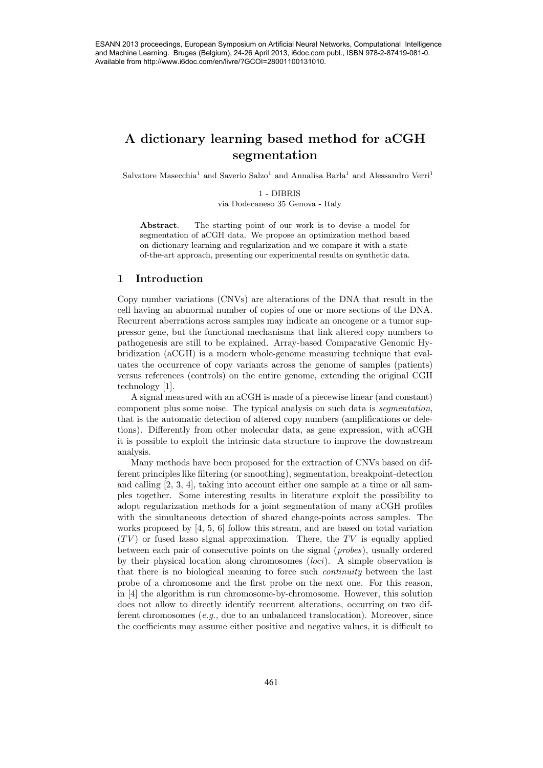# A dictionary learning based method for aCGH segmentation

Salvatore Masecchia[1] and Saverio Salzo[1] and Annalisa Barla[1] and Alessandro Verri[1]

1 - DIBRIS
via Dodecaneso 35 Genova - Italy

**Abstract**. The starting point of our work is to devise a model for segmentation of aCGH data. We propose an optimization method based on dictionary learning and regularization and we compare it with a state-of-the-art approach, presenting our experimental results on synthetic data.

## 1 Introduction

Copy number variations (CNVs) are alterations of the DNA that result in the cell having an abnormal number of copies of one or more sections of the DNA. Recurrent aberrations across samples may indicate an oncogene or a tumor suppressor gene, but the functional mechanisms that link altered copy numbers to pathogenesis are still to be explained. Array-based Comparative Genomic Hybridization (aCGH) is a modern whole-genome measuring technique that evaluates the occurrence of copy variants across the genome of samples (patients) versus references (controls) on the entire genome, extending the original CGH technology [1].

A signal measured with an aCGH is made of a piecewise linear (and constant) component plus some noise. The typical analysis on such data is *segmentation*, that is the automatic detection of altered copy numbers (amplifications or deletions). Differently from other molecular data, as gene expression, with aCGH it is possible to exploit the intrinsic data structure to improve the downstream analysis.

Many methods have been proposed for the extraction of CNVs based on different principles like filtering (or smoothing), segmentation, breakpoint-detection and calling [2, 3, 4], taking into account either one sample at a time or all samples together. Some interesting results in literature exploit the possibility to adopt regularization methods for a joint segmentation of many aCGH profiles with the simultaneous detection of shared change-points across samples. The works proposed by [4, 5, 6] follow this stream, and are based on total variation ($TV$) or fused lasso signal approximation. There, the $TV$ is equally applied between each pair of consecutive points on the signal (*probes*), usually ordered by their physical location along chromosomes (*loci*). A simple observation is that there is no biological meaning to force such *continuity* between the last probe of a chromosome and the first probe on the next one. For this reason, in [4] the algorithm is run chromosome-by-chromosome. However, this solution does not allow to directly identify recurrent alterations, occurring on two different chromosomes (*e.g.,* due to an unbalanced translocation). Moreover, since the coefficients may assume either positive and negative values, it is difficult to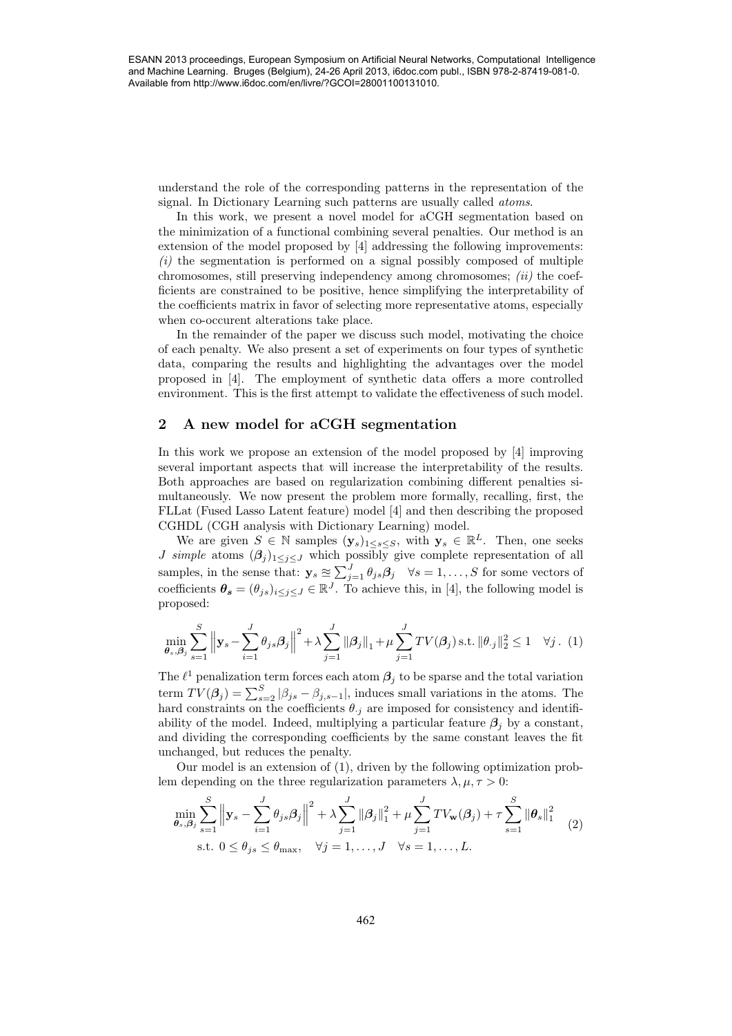understand the role of the corresponding patterns in the representation of the signal. In Dictionary Learning such patterns are usually called *atoms*.

In this work, we present a novel model for aCGH segmentation based on the minimization of a functional combining several penalties. Our method is an extension of the model proposed by [4] addressing the following improvements: *(i)* the segmentation is performed on a signal possibly composed of multiple chromosomes, still preserving independency among chromosomes; *(ii)* the coefficients are constrained to be positive, hence simplifying the interpretability of the coefficients matrix in favor of selecting more representative atoms, especially when co-occurent alterations take place.

In the remainder of the paper we discuss such model, motivating the choice of each penalty. We also present a set of experiments on four types of synthetic data, comparing the results and highlighting the advantages over the model proposed in [4]. The employment of synthetic data offers a more controlled environment. This is the first attempt to validate the effectiveness of such model.

## 2 A new model for aCGH segmentation

In this work we propose an extension of the model proposed by [4] improving several important aspects that will increase the interpretability of the results. Both approaches are based on regularization combining different penalties simultaneously. We now present the problem more formally, recalling, first, the FLLat (Fused Lasso Latent feature) model [4] and then describing the proposed CGHDL (CGH analysis with Dictionary Learning) model.

We are given $S \in \mathbb{N}$ samples $(\mathbf{y}_s)_{1 \le s \le S}$, with $\mathbf{y}_s \in \mathbb{R}^L$. Then, one seeks $J$ *simple* atoms $(\boldsymbol{\beta}_j)_{1 \le j \le J}$ which possibly give complete representation of all samples, in the sense that: $\mathbf{y}_s \approxeq \sum_{j=1}^{J} \theta_{js} \boldsymbol{\beta}_j \quad \forall s = 1, \dots, S$ for some vectors of coefficients $\boldsymbol{\theta_s} = (\theta_{js})_{i \le j \le J} \in \mathbb{R}^J$. To achieve this, in [4], the following model is proposed:

$$\min_{\boldsymbol{\theta}_s, \boldsymbol{\beta}_j} \sum_{s=1}^{S} \Big\| \mathbf{y}_s - \sum_{i=1}^{J} \theta_{js} \boldsymbol{\beta}_j \Big\|^2 + \lambda \sum_{j=1}^{J} \|\boldsymbol{\beta}_j\|_1 + \mu \sum_{j=1}^{J} TV(\boldsymbol{\beta}_j) \text{ s.t. } \|\theta_{\cdot j}\|_2^2 \le 1 \quad \forall j \,. \quad (1)$$

The $\ell^1$ penalization term forces each atom $\boldsymbol{\beta}_j$ to be sparse and the total variation term $TV(\boldsymbol{\beta}_j) = \sum_{s=2}^{S} |\beta_{js} - \beta_{j,s-1}|$, induces small variations in the atoms. The hard constraints on the coefficients $\theta_{\cdot j}$ are imposed for consistency and identifiability of the model. Indeed, multiplying a particular feature $\boldsymbol{\beta}_j$ by a constant, and dividing the corresponding coefficients by the same constant leaves the fit unchanged, but reduces the penalty.

Our model is an extension of (1), driven by the following optimization problem depending on the three regularization parameters $\lambda, \mu, \tau > 0$:

$$\begin{aligned} \min_{\boldsymbol{\theta}_s, \boldsymbol{\beta}_j} \sum_{s=1}^{S} \Big\| \mathbf{y}_s - \sum_{i=1}^{J} \theta_{js} \boldsymbol{\beta}_j \Big\|^2 + \lambda \sum_{j=1}^{J} \|\boldsymbol{\beta}_j\|_1^2 + \mu \sum_{j=1}^{J} TV_{\mathbf{w}}(\boldsymbol{\beta}_j) + \tau \sum_{s=1}^{S} \|\boldsymbol{\theta}_s\|_1^2 \\ \text{s.t. } 0 \le \theta_{js} \le \theta_{\max}, \quad \forall j = 1, \dots, J \quad \forall s = 1, \dots, L. \end{aligned} \quad (2)$$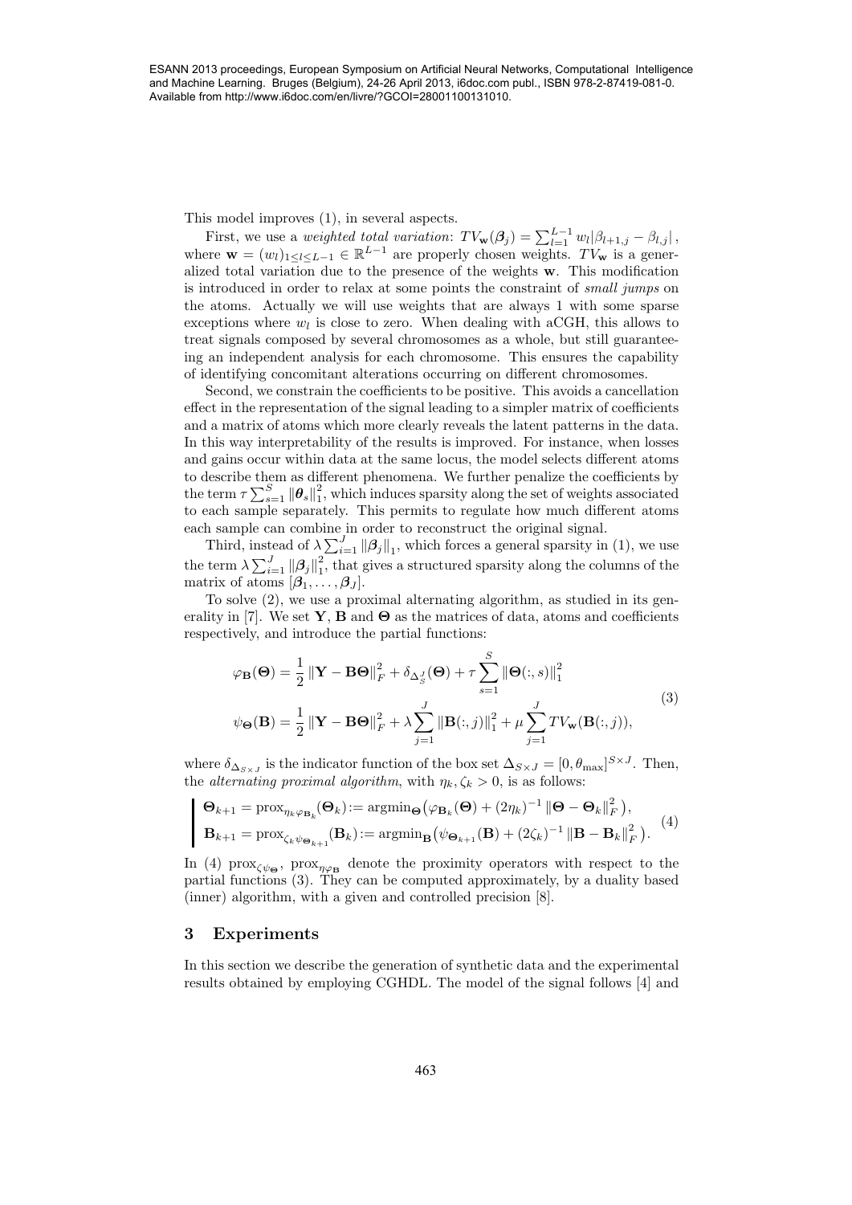This model improves (1), in several aspects.

First, we use a *weighted total variation*: $TV_{\mathbf{w}}(\boldsymbol{\beta}_j) = \sum_{l=1}^{L-1} w_l |\beta_{l+1,j} - \beta_{l,j}|$, where $\mathbf{w} = (w_l)_{1 \le l \le L-1} \in \mathbb{R}^{L-1}$ are properly chosen weights. $TV_{\mathbf{w}}$ is a generalized total variation due to the presence of the weights $\mathbf{w}$. This modification is introduced in order to relax at some points the constraint of *small jumps* on the atoms. Actually we will use weights that are always 1 with some sparse exceptions where $w_l$ is close to zero. When dealing with aCGH, this allows to treat signals composed by several chromosomes as a whole, but still guaranteeing an independent analysis for each chromosome. This ensures the capability of identifying concomitant alterations occurring on different chromosomes.

Second, we constrain the coefficients to be positive. This avoids a cancellation effect in the representation of the signal leading to a simpler matrix of coefficients and a matrix of atoms which more clearly reveals the latent patterns in the data. In this way interpretability of the results is improved. For instance, when losses and gains occur within data at the same locus, the model selects different atoms to describe them as different phenomena. We further penalize the coefficients by the term $\tau \sum_{s=1}^{S} \|\boldsymbol{\theta}_s\|_1^2$, which induces sparsity along the set of weights associated to each sample separately. This permits to regulate how much different atoms each sample can combine in order to reconstruct the original signal.

Third, instead of $\lambda \sum_{i=1}^{J} \|\boldsymbol{\beta}_j\|_1$, which forces a general sparsity in (1), we use the term $\lambda \sum_{i=1}^{J} \|\boldsymbol{\beta}_j\|_1^2$, that gives a structured sparsity along the columns of the matrix of atoms $[\boldsymbol{\beta}_1, \ldots, \boldsymbol{\beta}_J]$.

To solve (2), we use a proximal alternating algorithm, as studied in its generality in [7]. We set $\mathbf{Y}$, $\mathbf{B}$ and $\boldsymbol{\Theta}$ as the matrices of data, atoms and coefficients respectively, and introduce the partial functions:

$$
\begin{aligned}
\varphi_{\mathbf{B}}(\boldsymbol{\Theta}) &= \frac{1}{2} \|\mathbf{Y} - \mathbf{B}\boldsymbol{\Theta}\|_F^2 + \delta_{\Delta_S^J}(\boldsymbol{\Theta}) + \tau \sum_{s=1}^{S} \|\boldsymbol{\Theta}(:,s)\|_1^2 \\
\psi_{\boldsymbol{\Theta}}(\mathbf{B}) &= \frac{1}{2} \|\mathbf{Y} - \mathbf{B}\boldsymbol{\Theta}\|_F^2 + \lambda \sum_{j=1}^{J} \|\mathbf{B}(:,j)\|_1^2 + \mu \sum_{j=1}^{J} TV_{\mathbf{w}}(\mathbf{B}(:,j)),
\end{aligned}
\tag{3}
$$

where $\delta_{\Delta_{S\times J}}$ is the indicator function of the box set $\Delta_{S\times J} = [0, \theta_{\max}]^{S\times J}$. Then, the *alternating proximal algorithm*, with $\eta_k, \zeta_k > 0$, is as follows:

$$
\left|
\begin{aligned}
\boldsymbol{\Theta}_{k+1} &= \operatorname{prox}_{\eta_k \varphi_{\mathbf{B}_k}}(\boldsymbol{\Theta}_k) := \operatorname{argmin}_{\boldsymbol{\Theta}} \big( \varphi_{\mathbf{B}_k}(\boldsymbol{\Theta}) + (2\eta_k)^{-1} \|\boldsymbol{\Theta} - \boldsymbol{\Theta}_k\|_F^2 \big), \\
\mathbf{B}_{k+1} &= \operatorname{prox}_{\zeta_k \psi_{\boldsymbol{\Theta}_{k+1}}}(\mathbf{B}_k) := \operatorname{argmin}_{\mathbf{B}} \big( \psi_{\boldsymbol{\Theta}_{k+1}}(\mathbf{B}) + (2\zeta_k)^{-1} \|\mathbf{B} - \mathbf{B}_k\|_F^2 \big).
\end{aligned}
\right.
\tag{4}
$$

In (4) $\operatorname{prox}_{\zeta\psi_{\boldsymbol{\Theta}}}$, $\operatorname{prox}_{\eta\varphi_{\mathbf{B}}}$ denote the proximity operators with respect to the partial functions (3). They can be computed approximately, by a duality based (inner) algorithm, with a given and controlled precision [8].

## 3 Experiments

In this section we describe the generation of synthetic data and the experimental results obtained by employing CGHDL. The model of the signal follows [4] and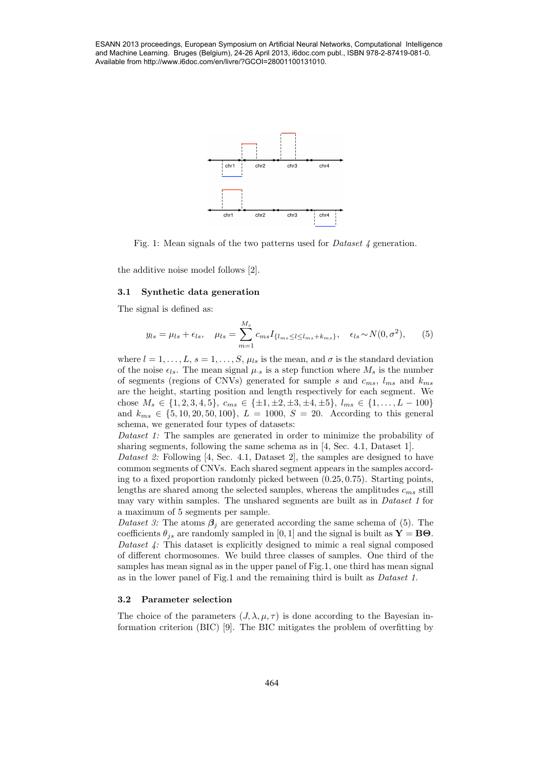Fig. 1: Mean signals of the two patterns used for *Dataset 4* generation.

the additive noise model follows [2].

### 3.1 Synthetic data generation

The signal is defined as:

$$y_{ls} = \mu_{ls} + \epsilon_{ls}, \quad \mu_{ls} = \sum_{m=1}^{M_s} c_{ms} I_{\{l_{ms} \leq l \leq l_{ms}+k_{ms}\}}, \quad \epsilon_{ls} \sim N(0, \sigma^2), \tag{5}$$

where $l = 1, \ldots, L$, $s = 1, \ldots, S$, $\mu_{ls}$ is the mean, and $\sigma$ is the standard deviation of the noise $\epsilon_{ls}$. The mean signal $\mu_{\cdot s}$ is a step function where $M_s$ is the number of segments (regions of CNVs) generated for sample $s$ and $c_{ms}$, $l_{ms}$ and $k_{ms}$ are the height, starting position and length respectively for each segment. We chose $M_s \in \{1, 2, 3, 4, 5\}$, $c_{ms} \in \{\pm1, \pm2, \pm3, \pm4, \pm5\}$, $l_{ms} \in \{1, \ldots, L - 100\}$ and $k_{ms} \in \{5, 10, 20, 50, 100\}$, $L = 1000$, $S = 20$. According to this general schema, we generated four types of datasets:

*Dataset 1:* The samples are generated in order to minimize the probability of sharing segments, following the same schema as in [4, Sec. 4.1, Dataset 1].

*Dataset 2:* Following [4, Sec. 4.1, Dataset 2], the samples are designed to have common segments of CNVs. Each shared segment appears in the samples according to a fixed proportion randomly picked between $(0.25, 0.75)$. Starting points, lengths are shared among the selected samples, whereas the amplitudes $c_{ms}$ still may vary within samples. The unshared segments are built as in *Dataset 1* for a maximum of 5 segments per sample.

*Dataset 3:* The atoms $\boldsymbol{\beta}_j$ are generated according the same schema of (5). The coefficients $\theta_{js}$ are randomly sampled in $[0, 1]$ and the signal is built as $\mathbf{Y} = \mathbf{B}\boldsymbol{\Theta}$.

*Dataset 4:* This dataset is explicitly designed to mimic a real signal composed of different chormosomes. We build three classes of samples. One third of the samples has mean signal as in the upper panel of Fig.1, one third has mean signal as in the lower panel of Fig.1 and the remaining third is built as *Dataset 1*.

### 3.2 Parameter selection

The choice of the parameters $(J, \lambda, \mu, \tau)$ is done according to the Bayesian information criterion (BIC) [9]. The BIC mitigates the problem of overfitting by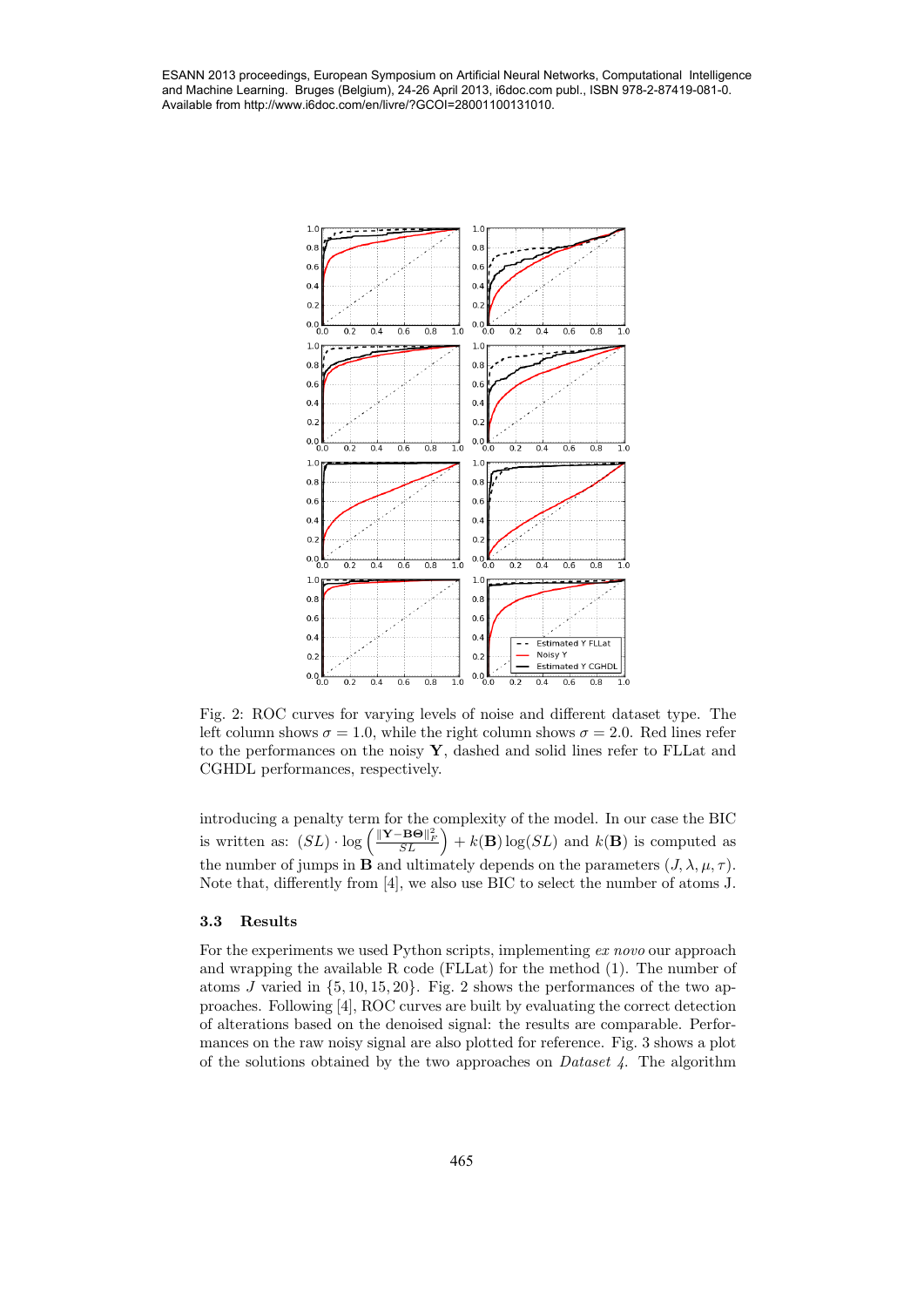Fig. 2: ROC curves for varying levels of noise and different dataset type. The left column shows $\sigma = 1.0$, while the right column shows $\sigma = 2.0$. Red lines refer to the performances on the noisy $\mathbf{Y}$, dashed and solid lines refer to FLLat and CGHDL performances, respectively.

introducing a penalty term for the complexity of the model. In our case the BIC is written as: $(SL) \cdot \log\left(\frac{\|\mathbf{Y}-\mathbf{B}\mathbf{\Theta}\|_F^2}{SL}\right) + k(\mathbf{B})\log(SL)$ and $k(\mathbf{B})$ is computed as the number of jumps in $\mathbf{B}$ and ultimately depends on the parameters $(J, \lambda, \mu, \tau)$. Note that, differently from [4], we also use BIC to select the number of atoms J.

### 3.3 Results

For the experiments we used Python scripts, implementing *ex novo* our approach and wrapping the available R code (FLLat) for the method (1). The number of atoms $J$ varied in $\{5, 10, 15, 20\}$. Fig. 2 shows the performances of the two approaches. Following [4], ROC curves are built by evaluating the correct detection of alterations based on the denoised signal: the results are comparable. Performances on the raw noisy signal are also plotted for reference. Fig. 3 shows a plot of the solutions obtained by the two approaches on *Dataset 4*. The algorithm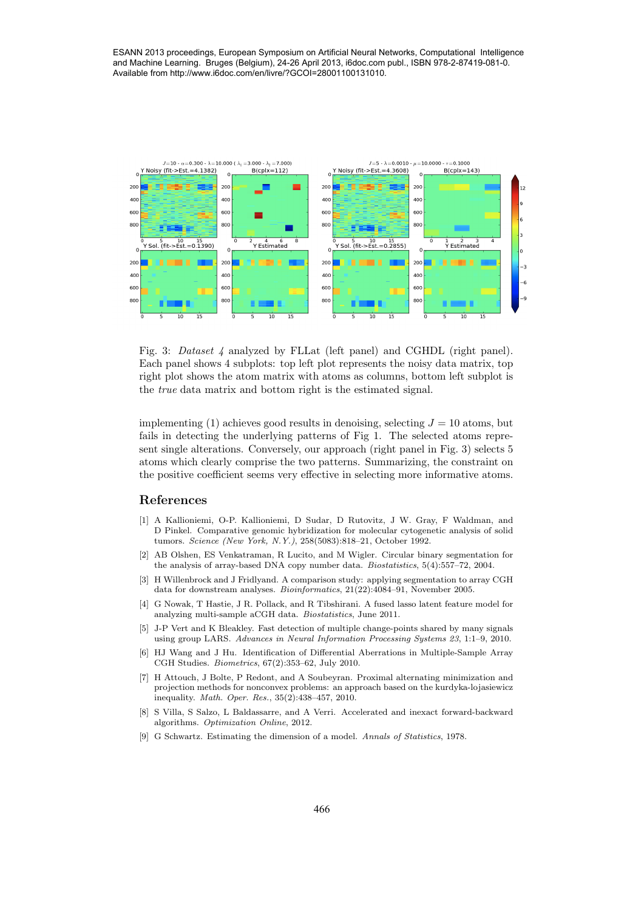$J$=10 - $\alpha$=0.300 - $\lambda$=10.000 ( $\lambda_1$ =3.000 - $\lambda_2$ =7.000)

Y Noisy (fit->Est.=4.1382)

B(cplx=112)

Y Sol. (fit->Est.=0.1390)

Y Estimated

$J$=5 - $\lambda$=0.0010 - $\mu$=10.0000 - $\tau$=0.1000

Y Noisy (fit->Est.=4.3608)

B(cplx=143)

Y Sol. (fit->Est.=0.2855)

Y Estimated

Fig. 3: *Dataset 4* analyzed by FLLat (left panel) and CGHDL (right panel). Each panel shows 4 subplots: top left plot represents the noisy data matrix, top right plot shows the atom matrix with atoms as columns, bottom left subplot is the *true* data matrix and bottom right is the estimated signal.

implementing (1) achieves good results in denoising, selecting $J = 10$ atoms, but fails in detecting the underlying patterns of Fig 1. The selected atoms represent single alterations. Conversely, our approach (right panel in Fig. 3) selects 5 atoms which clearly comprise the two patterns. Summarizing, the constraint on the positive coefficient seems very effective in selecting more informative atoms.

## References

[1] A Kallioniemi, O-P. Kallioniemi, D Sudar, D Rutovitz, J W. Gray, F Waldman, and D Pinkel. Comparative genomic hybridization for molecular cytogenetic analysis of solid tumors. *Science (New York, N.Y.)*, 258(5083):818–21, October 1992.

[2] AB Olshen, ES Venkatraman, R Lucito, and M Wigler. Circular binary segmentation for the analysis of array-based DNA copy number data. *Biostatistics*, 5(4):557–72, 2004.

[3] H Willenbrock and J Fridlyand. A comparison study: applying segmentation to array CGH data for downstream analyses. *Bioinformatics*, 21(22):4084–91, November 2005.

[4] G Nowak, T Hastie, J R. Pollack, and R Tibshirani. A fused lasso latent feature model for analyzing multi-sample aCGH data. *Biostatistics*, June 2011.

[5] J-P Vert and K Bleakley. Fast detection of multiple change-points shared by many signals using group LARS. *Advances in Neural Information Processing Systems 23*, 1:1–9, 2010.

[6] HJ Wang and J Hu. Identification of Differential Aberrations in Multiple-Sample Array CGH Studies. *Biometrics*, 67(2):353–62, July 2010.

[7] H Attouch, J Bolte, P Redont, and A Soubeyran. Proximal alternating minimization and projection methods for nonconvex problems: an approach based on the kurdyka-lojasiewicz inequality. *Math. Oper. Res.*, 35(2):438–457, 2010.

[8] S Villa, S Salzo, L Baldassarre, and A Verri. Accelerated and inexact forward-backward algorithms. *Optimization Online*, 2012.

[9] G Schwartz. Estimating the dimension of a model. *Annals of Statistics*, 1978.